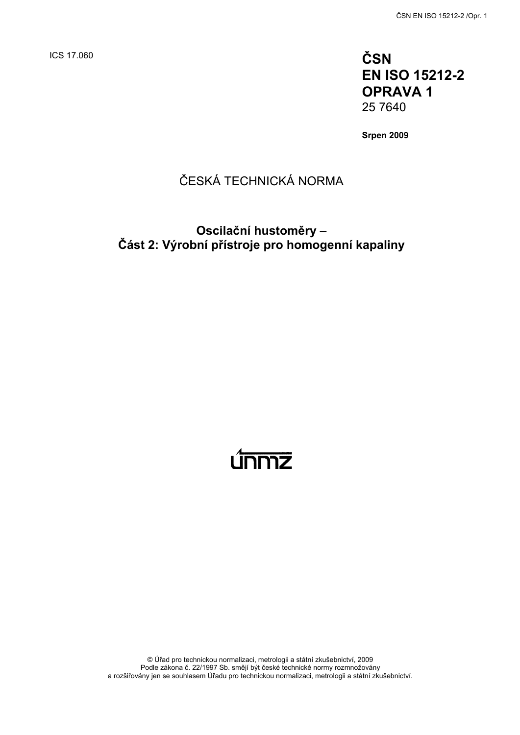ICS 17.060

# ČSN EN ISO 15212-2 OPRAVA 1

25 7640

**Srpen 2009**

ČESKÁ TECHNICKÁ NORMA

## Oscilační hustoměry – Část 2: Výrobní přístroje pro homogenní kapaliny

© Úřad pro technickou normalizaci, metrologii a státní zkušebnictví, 2009
Podle zákona č. 22/1997 Sb. smějí být české technické normy rozmnožovány a rozšiřovány jen se souhlasem Úřadu pro technickou normalizaci, metrologii a státní zkušebnictví.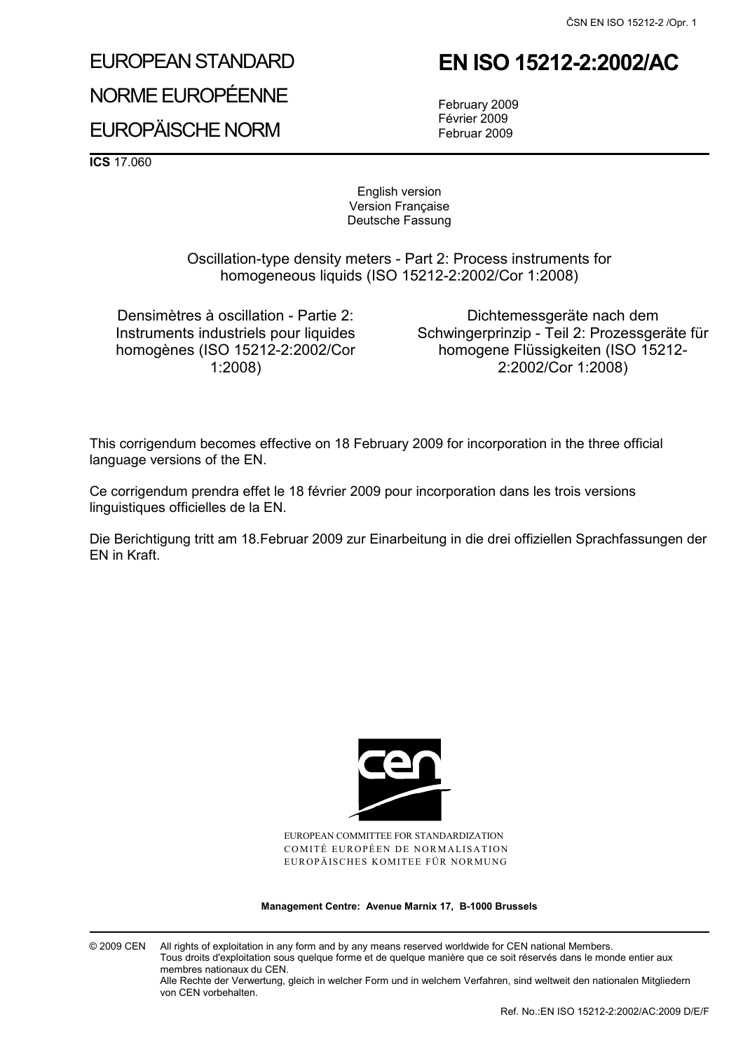# EUROPEAN STANDARD

# NORME EUROPÉENNE

# EUROPÄISCHE NORM

# EN ISO 15212-2:2002/AC

February 2009
Février 2009
Februar 2009

**ICS** 17.060

English version
Version Française
Deutsche Fassung

Oscillation-type density meters - Part 2: Process instruments for homogeneous liquids (ISO 15212-2:2002/Cor 1:2008)

Densimètres à oscillation - Partie 2: Instruments industriels pour liquides homogènes (ISO 15212-2:2002/Cor 1:2008)

Dichtemessgeräte nach dem Schwingerprinzip - Teil 2: Prozessgeräte für homogene Flüssigkeiten (ISO 15212-2:2002/Cor 1:2008)

This corrigendum becomes effective on 18 February 2009 for incorporation in the three official language versions of the EN.

Ce corrigendum prendra effet le 18 février 2009 pour incorporation dans les trois versions linguistiques officielles de la EN.

Die Berichtigung tritt am 18.Februar 2009 zur Einarbeitung in die drei offiziellen Sprachfassungen der EN in Kraft.

EUROPEAN COMMITTEE FOR STANDARDIZATION
COMITÉ EUROPÉEN DE NORMALISATION
EUROPÄISCHES KOMITEE FÜR NORMUNG

**Management Centre: Avenue Marnix 17, B-1000 Brussels**

© 2009 CEN All rights of exploitation in any form and by any means reserved worldwide for CEN national Members.
Tous droits d'exploitation sous quelque forme et de quelque manière que ce soit réservés dans le monde entier aux membres nationaux du CEN.
Alle Rechte der Verwertung, gleich in welcher Form und in welchem Verfahren, sind weltweit den nationalen Mitgliedern von CEN vorbehalten.

Ref. No.:EN ISO 15212-2:2002/AC:2009 D/E/F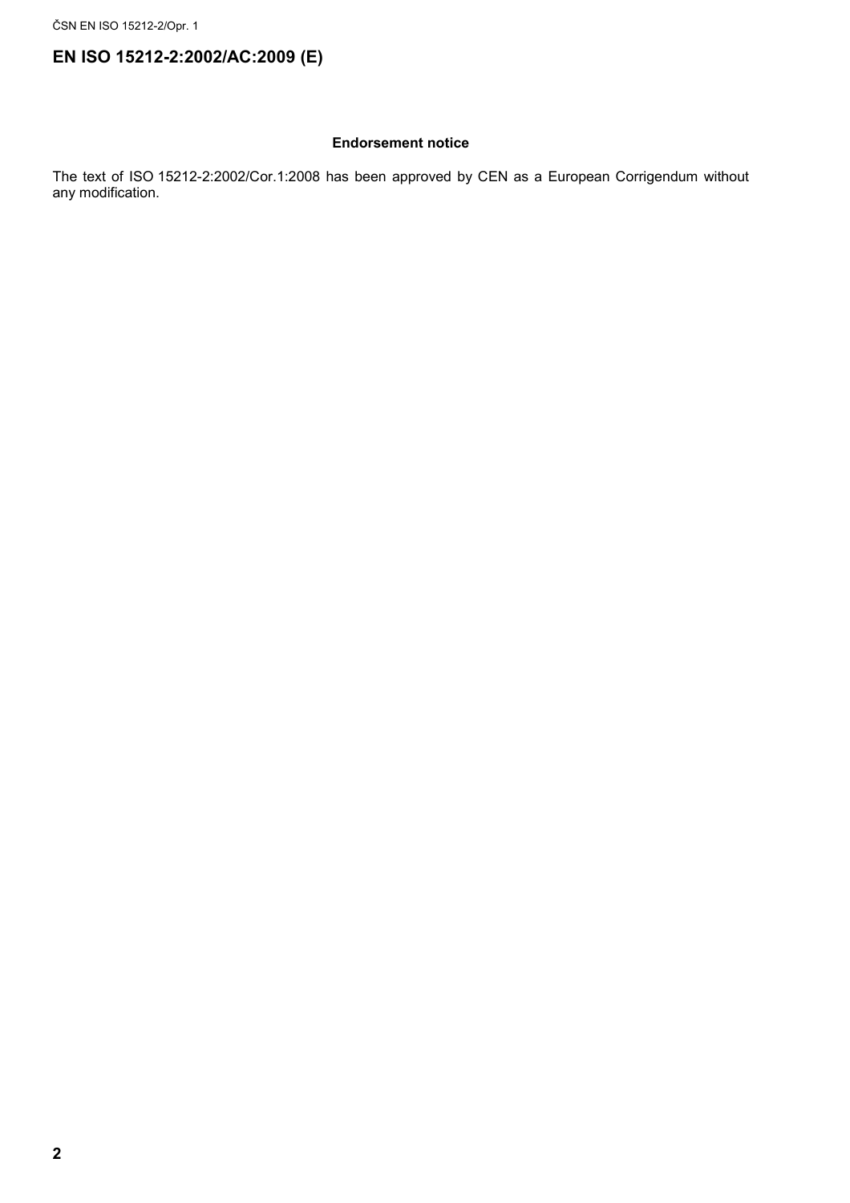# EN ISO 15212-2:2002/AC:2009 (E)

**Endorsement notice**

The text of ISO 15212-2:2002/Cor.1:2008 has been approved by CEN as a European Corrigendum without any modification.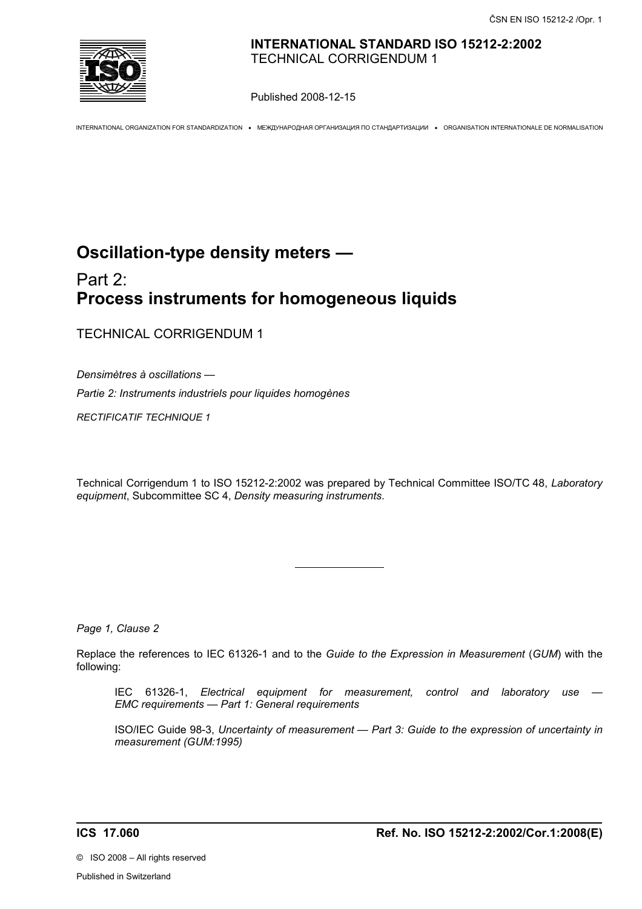**INTERNATIONAL STANDARD ISO 15212-2:2002**
TECHNICAL CORRIGENDUM 1

Published 2008-12-15

INTERNATIONAL ORGANIZATION FOR STANDARDIZATION • МЕЖДУНАРОДНАЯ ОРГАНИЗАЦИЯ ПО СТАНДАРТИЗАЦИИ • ORGANISATION INTERNATIONALE DE NORMALISATION

# Oscillation-type density meters —

## Part 2:
## Process instruments for homogeneous liquids

TECHNICAL CORRIGENDUM 1

*Densimètres à oscillations —*

*Partie 2: Instruments industriels pour liquides homogènes*

*RECTIFICATIF TECHNIQUE 1*

Technical Corrigendum 1 to ISO 15212-2:2002 was prepared by Technical Committee ISO/TC 48, *Laboratory equipment*, Subcommittee SC 4, *Density measuring instruments*.

---

*Page 1, Clause 2*

Replace the references to IEC 61326-1 and to the *Guide to the Expression in Measurement* (*GUM*) with the following:

> IEC 61326-1, *Electrical equipment for measurement, control and laboratory use — EMC requirements — Part 1: General requirements*
>
> ISO/IEC Guide 98-3, *Uncertainty of measurement — Part 3: Guide to the expression of uncertainty in measurement (GUM:1995)*

**ICS 17.060** **Ref. No. ISO 15212-2:2002/Cor.1:2008(E)**

© ISO 2008 – All rights reserved

Published in Switzerland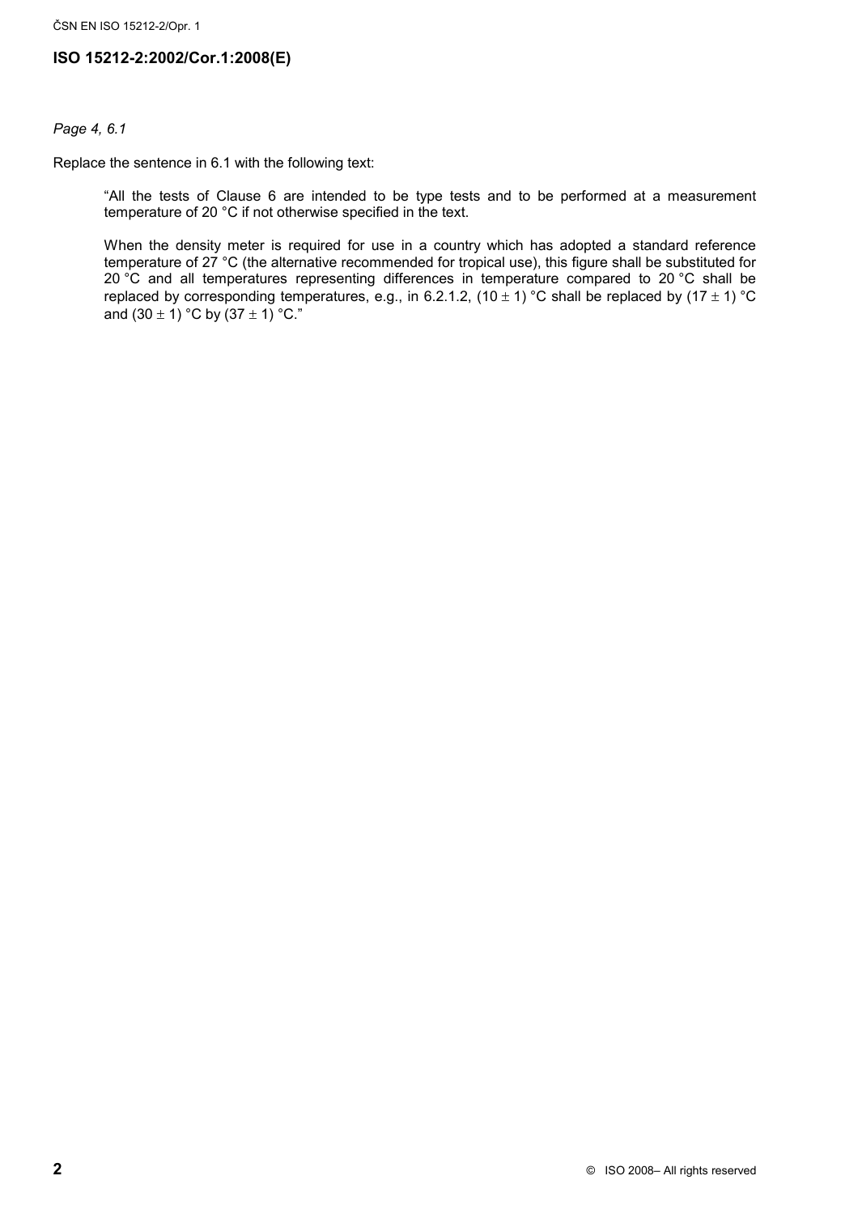*Page 4, 6.1*

Replace the sentence in 6.1 with the following text:

> "All the tests of Clause 6 are intended to be type tests and to be performed at a measurement temperature of 20 °C if not otherwise specified in the text.
>
> When the density meter is required for use in a country which has adopted a standard reference temperature of 27 °C (the alternative recommended for tropical use), this figure shall be substituted for 20 °C and all temperatures representing differences in temperature compared to 20 °C shall be replaced by corresponding temperatures, e.g., in 6.2.1.2, (10 ± 1) °C shall be replaced by (17 ± 1) °C and (30 ± 1) °C by (37 ± 1) °C."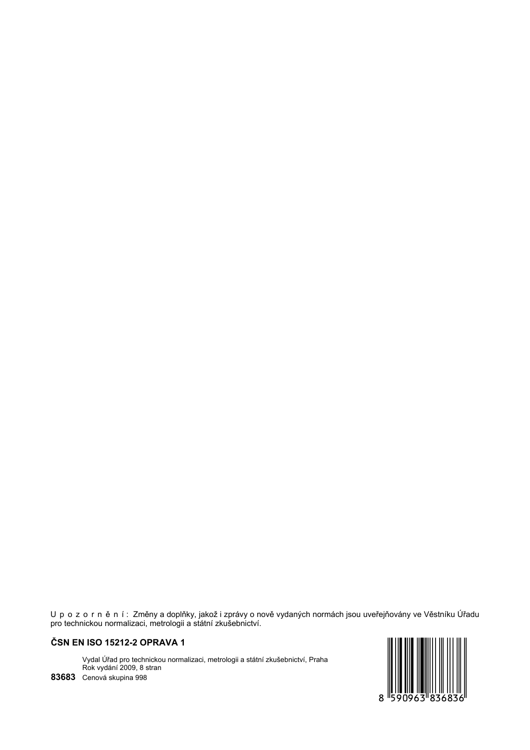U p o z o r n ě n í : Změny a doplňky, jakož i zprávy o nově vydaných normách jsou uveřejňovány ve Věstníku Úřadu pro technickou normalizaci, metrologii a státní zkušebnictví.

**ČSN EN ISO 15212-2 OPRAVA 1**

Vydal Úřad pro technickou normalizaci, metrologii a státní zkušebnictví, Praha
Rok vydání 2009, 8 stran

**83683** Cenová skupina 998

8 590963 836836